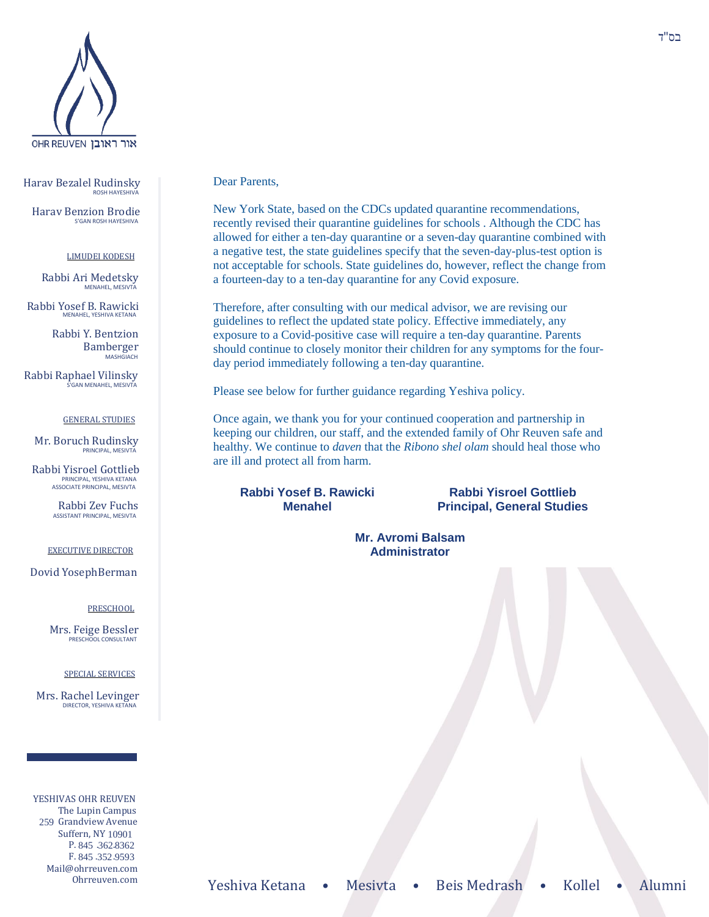בס"ד

OHR REUVEN אור ראובן

Harav Bezalel Rudinsky
ROSH HAYESHIVA

Harav Benzion Brodie
S'GAN ROSH HAYESHIVA

LIMUDEI KODESH

Rabbi Ari Medetsky
MENAHEL, MESIVTA

Rabbi Yosef B. Rawicki
MENAHEL, YESHIVA KETANA

Rabbi Y. Bentzion Bamberger
MASHGIACH

Rabbi Raphael Vilinsky
S'GAN MENAHEL, MESIVTA

GENERAL STUDIES

Mr. Boruch Rudinsky
PRINCIPAL, MESIVTA

Rabbi Yisroel Gottlieb
PRINCIPAL, YESHIVA KETANA
ASSOCIATE PRINCIPAL, MESIVTA

Rabbi Zev Fuchs
ASSISTANT PRINCIPAL, MESIVTA

EXECUTIVE DIRECTOR

Dovid YosephBerman

PRESCHOOL

Mrs. Feige Bessler
PRESCHOOL CONSULTANT

SPECIAL SERVICES

Mrs. Rachel Levinger
DIRECTOR, YESHIVA KETANA

YESHIVAS OHR REUVEN
The Lupin Campus
259 Grandview Avenue
Suffern, NY 10901
P. 845 .362.8362
F. 845 .352.9593
Mail@ohrreuven.com
Ohrreuven.com

Dear Parents,

New York State, based on the CDCs updated quarantine recommendations, recently revised their quarantine guidelines for schools . Although the CDC has allowed for either a ten-day quarantine or a seven-day quarantine combined with a negative test, the state guidelines specify that the seven-day-plus-test option is not acceptable for schools. State guidelines do, however, reflect the change from a fourteen-day to a ten-day quarantine for any Covid exposure.

Therefore, after consulting with our medical advisor, we are revising our guidelines to reflect the updated state policy. Effective immediately, any exposure to a Covid-positive case will require a ten-day quarantine. Parents should continue to closely monitor their children for any symptoms for the four-day period immediately following a ten-day quarantine.

Please see below for further guidance regarding Yeshiva policy.

Once again, we thank you for your continued cooperation and partnership in keeping our children, our staff, and the extended family of Ohr Reuven safe and healthy. We continue to *daven* that the *Ribono shel olam* should heal those who are ill and protect all from harm.

**Rabbi Yosef B. Rawicki**
**Menahel**

**Rabbi Yisroel Gottlieb**
**Principal, General Studies**

**Mr. Avromi Balsam**
**Administrator**

Yeshiva Ketana • Mesivta • Beis Medrash • Kollel • Alumni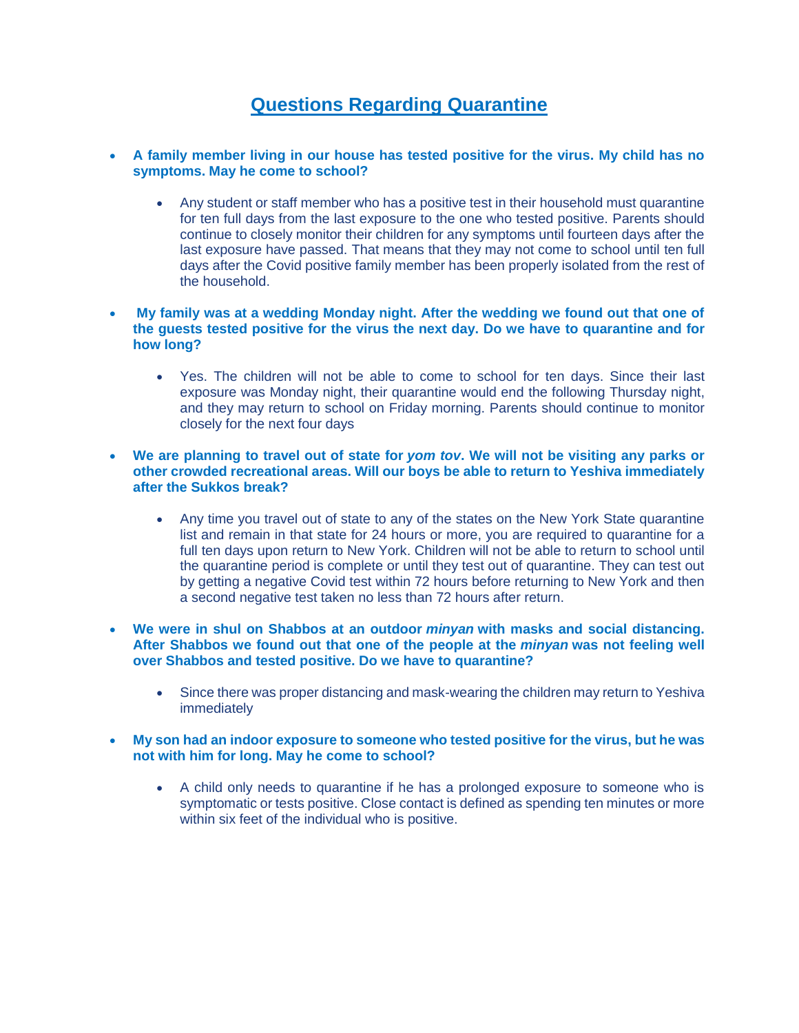# Questions Regarding Quarantine

- **A family member living in our house has tested positive for the virus. My child has no symptoms. May he come to school?**

  - Any student or staff member who has a positive test in their household must quarantine for ten full days from the last exposure to the one who tested positive. Parents should continue to closely monitor their children for any symptoms until fourteen days after the last exposure have passed. That means that they may not come to school until ten full days after the Covid positive family member has been properly isolated from the rest of the household.

- **My family was at a wedding Monday night. After the wedding we found out that one of the guests tested positive for the virus the next day. Do we have to quarantine and for how long?**

  - Yes. The children will not be able to come to school for ten days. Since their last exposure was Monday night, their quarantine would end the following Thursday night, and they may return to school on Friday morning. Parents should continue to monitor closely for the next four days

- **We are planning to travel out of state for *yom tov*. We will not be visiting any parks or other crowded recreational areas. Will our boys be able to return to Yeshiva immediately after the Sukkos break?**

  - Any time you travel out of state to any of the states on the New York State quarantine list and remain in that state for 24 hours or more, you are required to quarantine for a full ten days upon return to New York. Children will not be able to return to school until the quarantine period is complete or until they test out of quarantine. They can test out by getting a negative Covid test within 72 hours before returning to New York and then a second negative test taken no less than 72 hours after return.

- **We were in shul on Shabbos at an outdoor *minyan* with masks and social distancing. After Shabbos we found out that one of the people at the *minyan* was not feeling well over Shabbos and tested positive. Do we have to quarantine?**

  - Since there was proper distancing and mask-wearing the children may return to Yeshiva immediately

- **My son had an indoor exposure to someone who tested positive for the virus, but he was not with him for long. May he come to school?**

  - A child only needs to quarantine if he has a prolonged exposure to someone who is symptomatic or tests positive. Close contact is defined as spending ten minutes or more within six feet of the individual who is positive.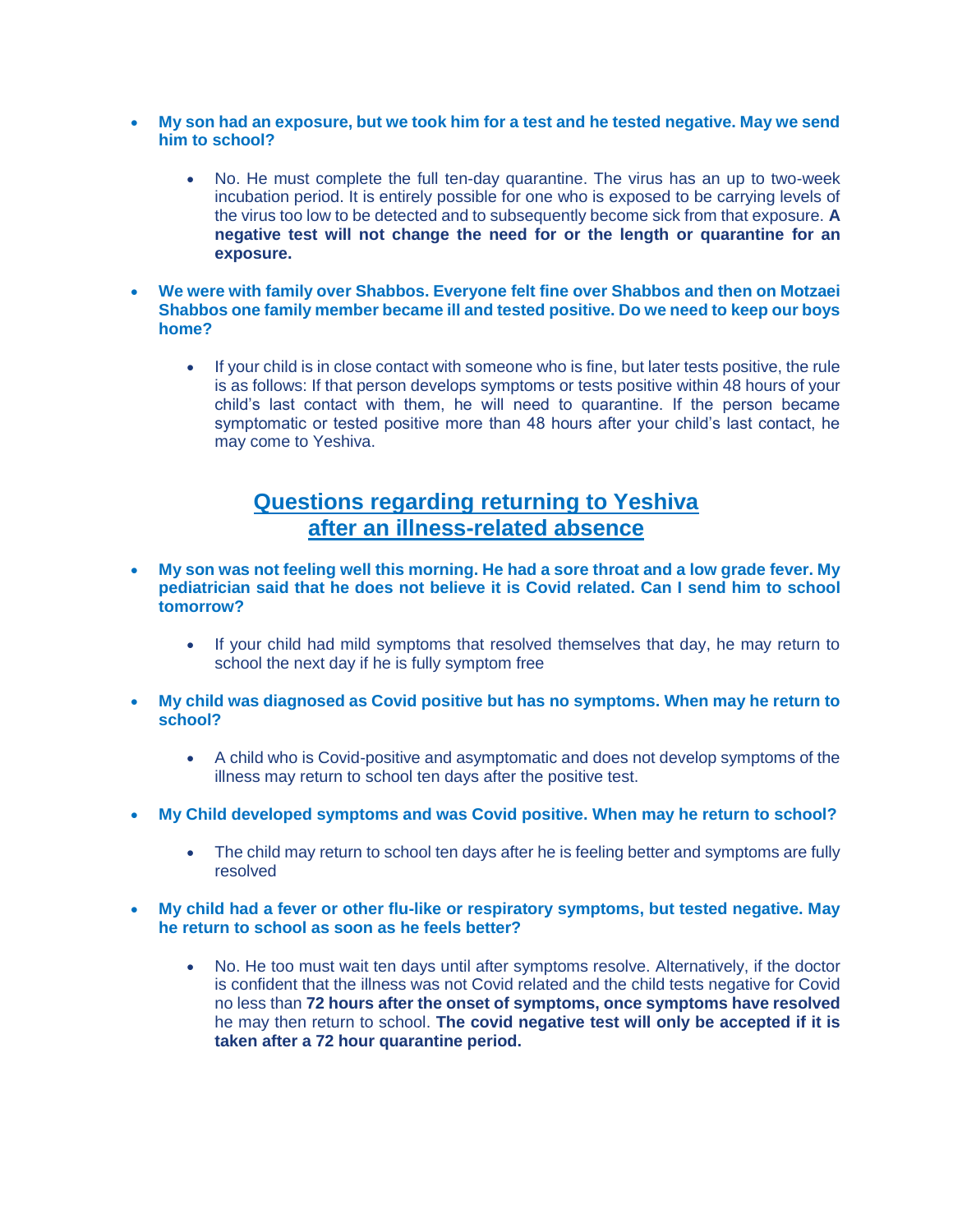- **My son had an exposure, but we took him for a test and he tested negative. May we send him to school?**

  - No. He must complete the full ten-day quarantine. The virus has an up to two-week incubation period. It is entirely possible for one who is exposed to be carrying levels of the virus too low to be detected and to subsequently become sick from that exposure. **A negative test will not change the need for or the length or quarantine for an exposure.**

- **We were with family over Shabbos. Everyone felt fine over Shabbos and then on Motzaei Shabbos one family member became ill and tested positive. Do we need to keep our boys home?**

  - If your child is in close contact with someone who is fine, but later tests positive, the rule is as follows: If that person develops symptoms or tests positive within 48 hours of your child's last contact with them, he will need to quarantine. If the person became symptomatic or tested positive more than 48 hours after your child's last contact, he may come to Yeshiva.

## Questions regarding returning to Yeshiva after an illness-related absence

- **My son was not feeling well this morning. He had a sore throat and a low grade fever. My pediatrician said that he does not believe it is Covid related. Can I send him to school tomorrow?**

  - If your child had mild symptoms that resolved themselves that day, he may return to school the next day if he is fully symptom free

- **My child was diagnosed as Covid positive but has no symptoms. When may he return to school?**

  - A child who is Covid-positive and asymptomatic and does not develop symptoms of the illness may return to school ten days after the positive test.

- **My Child developed symptoms and was Covid positive. When may he return to school?**

  - The child may return to school ten days after he is feeling better and symptoms are fully resolved

- **My child had a fever or other flu-like or respiratory symptoms, but tested negative. May he return to school as soon as he feels better?**

  - No. He too must wait ten days until after symptoms resolve. Alternatively, if the doctor is confident that the illness was not Covid related and the child tests negative for Covid no less than **72 hours after the onset of symptoms, once symptoms have resolved** he may then return to school. **The covid negative test will only be accepted if it is taken after a 72 hour quarantine period.**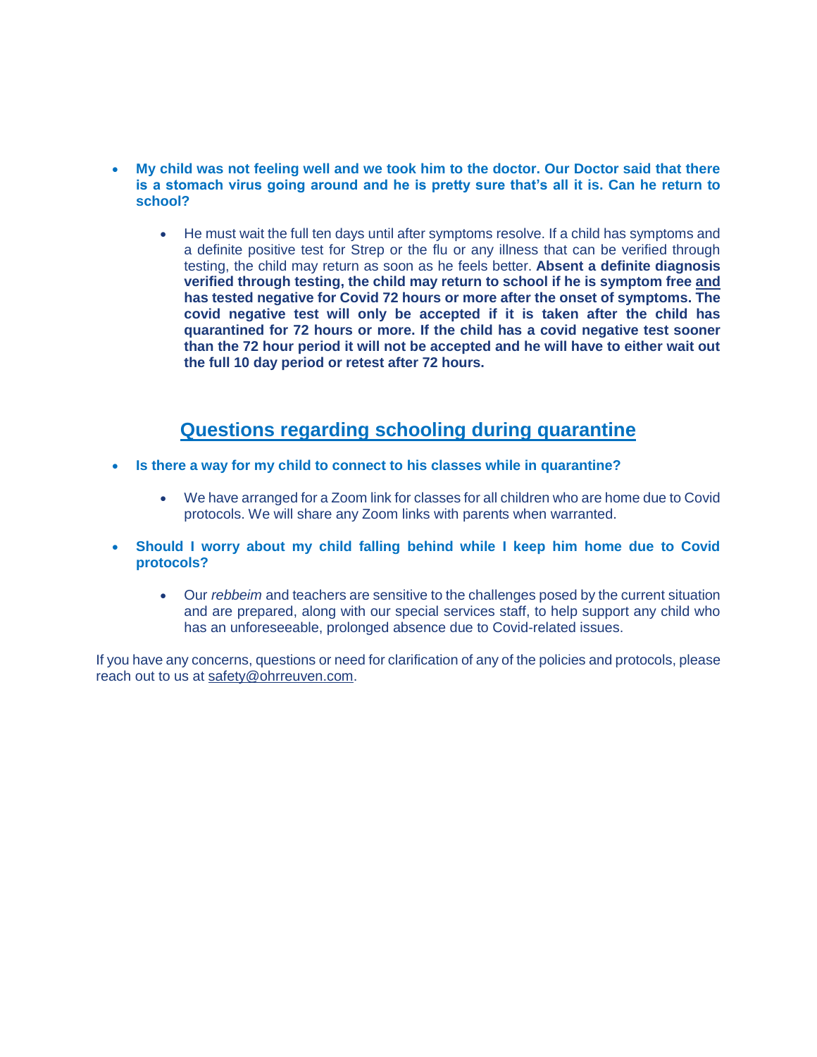- **My child was not feeling well and we took him to the doctor. Our Doctor said that there is a stomach virus going around and he is pretty sure that's all it is. Can he return to school?**

  - He must wait the full ten days until after symptoms resolve. If a child has symptoms and a definite positive test for Strep or the flu or any illness that can be verified through testing, the child may return as soon as he feels better. **Absent a definite diagnosis verified through testing, the child may return to school if he is symptom free <u>and</u> has tested negative for Covid 72 hours or more after the onset of symptoms. The covid negative test will only be accepted if it is taken after the child has quarantined for 72 hours or more. If the child has a covid negative test sooner than the 72 hour period it will not be accepted and he will have to either wait out the full 10 day period or retest after 72 hours.**

## Questions regarding schooling during quarantine

- **Is there a way for my child to connect to his classes while in quarantine?**

  - We have arranged for a Zoom link for classes for all children who are home due to Covid protocols. We will share any Zoom links with parents when warranted.

- **Should I worry about my child falling behind while I keep him home due to Covid protocols?**

  - Our *rebbeim* and teachers are sensitive to the challenges posed by the current situation and are prepared, along with our special services staff, to help support any child who has an unforeseeable, prolonged absence due to Covid-related issues.

If you have any concerns, questions or need for clarification of any of the policies and protocols, please reach out to us at safety@ohrreuven.com.